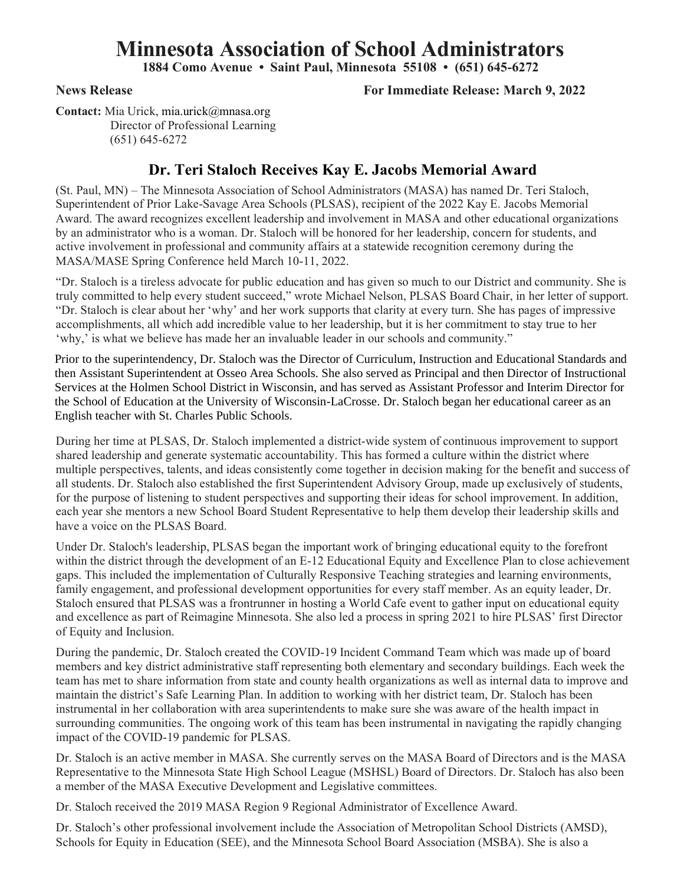# Minnesota Association of School Administrators

**1884 Como Avenue • Saint Paul, Minnesota 55108 • (651) 645-6272**

**News Release** **For Immediate Release: March 9, 2022**

**Contact:** Mia Urick, mia.urick@mnasa.org
Director of Professional Learning
(651) 645-6272

## Dr. Teri Staloch Receives Kay E. Jacobs Memorial Award

(St. Paul, MN) – The Minnesota Association of School Administrators (MASA) has named Dr. Teri Staloch, Superintendent of Prior Lake-Savage Area Schools (PLSAS), recipient of the 2022 Kay E. Jacobs Memorial Award. The award recognizes excellent leadership and involvement in MASA and other educational organizations by an administrator who is a woman. Dr. Staloch will be honored for her leadership, concern for students, and active involvement in professional and community affairs at a statewide recognition ceremony during the MASA/MASE Spring Conference held March 10-11, 2022.

"Dr. Staloch is a tireless advocate for public education and has given so much to our District and community. She is truly committed to help every student succeed," wrote Michael Nelson, PLSAS Board Chair, in her letter of support. "Dr. Staloch is clear about her 'why' and her work supports that clarity at every turn. She has pages of impressive accomplishments, all which add incredible value to her leadership, but it is her commitment to stay true to her 'why,' is what we believe has made her an invaluable leader in our schools and community."

Prior to the superintendency, Dr. Staloch was the Director of Curriculum, Instruction and Educational Standards and then Assistant Superintendent at Osseo Area Schools. She also served as Principal and then Director of Instructional Services at the Holmen School District in Wisconsin, and has served as Assistant Professor and Interim Director for the School of Education at the University of Wisconsin-LaCrosse. Dr. Staloch began her educational career as an English teacher with St. Charles Public Schools.

During her time at PLSAS, Dr. Staloch implemented a district-wide system of continuous improvement to support shared leadership and generate systematic accountability. This has formed a culture within the district where multiple perspectives, talents, and ideas consistently come together in decision making for the benefit and success of all students. Dr. Staloch also established the first Superintendent Advisory Group, made up exclusively of students, for the purpose of listening to student perspectives and supporting their ideas for school improvement. In addition, each year she mentors a new School Board Student Representative to help them develop their leadership skills and have a voice on the PLSAS Board.

Under Dr. Staloch's leadership, PLSAS began the important work of bringing educational equity to the forefront within the district through the development of an E-12 Educational Equity and Excellence Plan to close achievement gaps. This included the implementation of Culturally Responsive Teaching strategies and learning environments, family engagement, and professional development opportunities for every staff member. As an equity leader, Dr. Staloch ensured that PLSAS was a frontrunner in hosting a World Cafe event to gather input on educational equity and excellence as part of Reimagine Minnesota. She also led a process in spring 2021 to hire PLSAS' first Director of Equity and Inclusion.

During the pandemic, Dr. Staloch created the COVID-19 Incident Command Team which was made up of board members and key district administrative staff representing both elementary and secondary buildings. Each week the team has met to share information from state and county health organizations as well as internal data to improve and maintain the district's Safe Learning Plan. In addition to working with her district team, Dr. Staloch has been instrumental in her collaboration with area superintendents to make sure she was aware of the health impact in surrounding communities. The ongoing work of this team has been instrumental in navigating the rapidly changing impact of the COVID-19 pandemic for PLSAS.

Dr. Staloch is an active member in MASA. She currently serves on the MASA Board of Directors and is the MASA Representative to the Minnesota State High School League (MSHSL) Board of Directors. Dr. Staloch has also been a member of the MASA Executive Development and Legislative committees.

Dr. Staloch received the 2019 MASA Region 9 Regional Administrator of Excellence Award.

Dr. Staloch's other professional involvement include the Association of Metropolitan School Districts (AMSD), Schools for Equity in Education (SEE), and the Minnesota School Board Association (MSBA). She is also a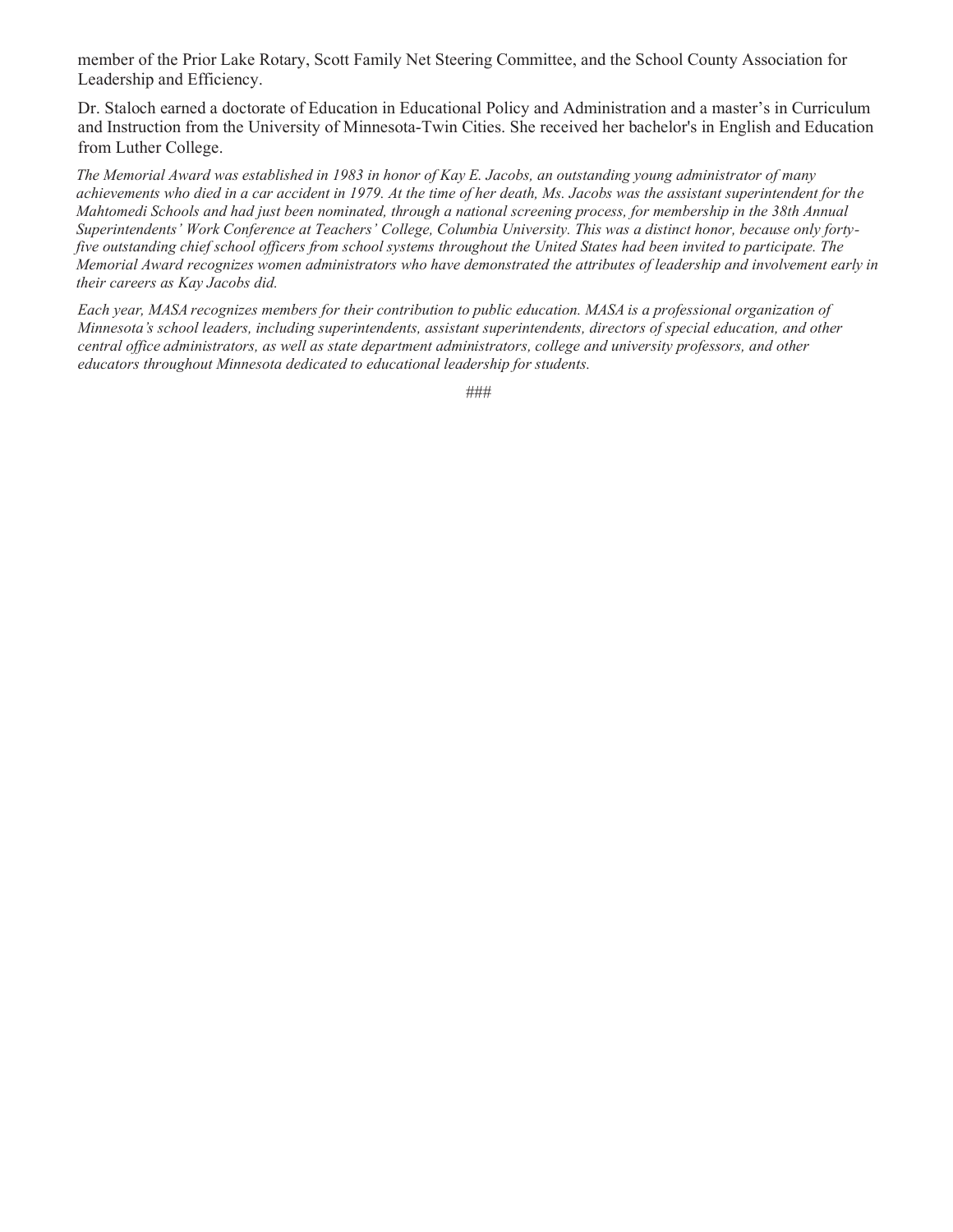member of the Prior Lake Rotary, Scott Family Net Steering Committee, and the School County Association for Leadership and Efficiency.

Dr. Staloch earned a doctorate of Education in Educational Policy and Administration and a master's in Curriculum and Instruction from the University of Minnesota-Twin Cities. She received her bachelor's in English and Education from Luther College.

*The Memorial Award was established in 1983 in honor of Kay E. Jacobs, an outstanding young administrator of many achievements who died in a car accident in 1979. At the time of her death, Ms. Jacobs was the assistant superintendent for the Mahtomedi Schools and had just been nominated, through a national screening process, for membership in the 38th Annual Superintendents' Work Conference at Teachers' College, Columbia University. This was a distinct honor, because only forty-five outstanding chief school officers from school systems throughout the United States had been invited to participate. The Memorial Award recognizes women administrators who have demonstrated the attributes of leadership and involvement early in their careers as Kay Jacobs did.*

*Each year, MASA recognizes members for their contribution to public education. MASA is a professional organization of Minnesota's school leaders, including superintendents, assistant superintendents, directors of special education, and other central office administrators, as well as state department administrators, college and university professors, and other educators throughout Minnesota dedicated to educational leadership for students.*

###